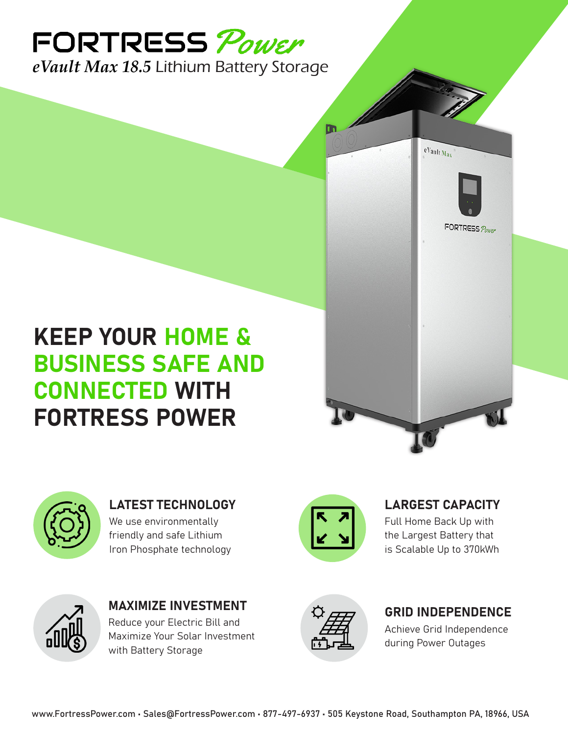# FORTRESS Power

*eVault Max 18.5* Lithium Battery Storage

## KEEP YOUR HOME & BUSINESS SAFE AND CONNECTED WITH FORTRESS POWER

### LATEST TECHNOLOGY

We use environmentally friendly and safe Lithium Iron Phosphate technology

### LARGEST CAPACITY

Full Home Back Up with the Largest Battery that is Scalable Up to 370kWh

### MAXIMIZE INVESTMENT

Reduce your Electric Bill and Maximize Your Solar Investment with Battery Storage

### GRID INDEPENDENCE

Achieve Grid Independence during Power Outages

www.FortressPower.com • Sales@FortressPower.com • 877-497-6937 • 505 Keystone Road, Southampton PA, 18966, USA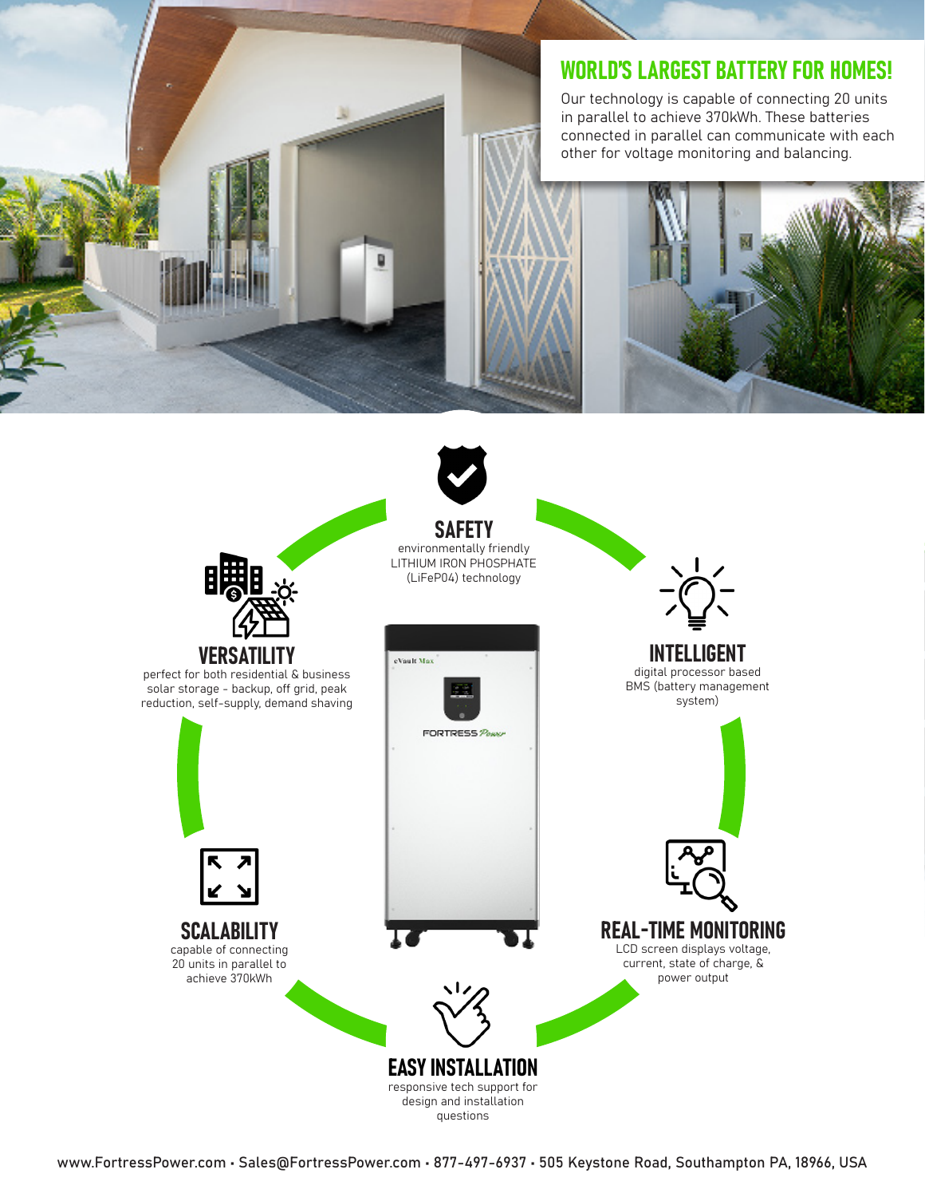## WORLD'S LARGEST BATTERY FOR HOMES!

Our technology is capable of connecting 20 units in parallel to achieve 370kWh. These batteries connected in parallel can communicate with each other for voltage monitoring and balancing.

### SAFETY

environmentally friendly LITHIUM IRON PHOSPHATE (LiFeP04) technology

### INTELLIGENT

digital processor based BMS (battery management system)

### REAL-TIME MONITORING

LCD screen displays voltage, current, state of charge, & power output

### EASY INSTALLATION

responsive tech support for design and installation questions

### SCALABILITY

capable of connecting 20 units in parallel to achieve 370kWh

### VERSATILITY

perfect for both residential & business solar storage - backup, off grid, peak reduction, self-supply, demand shaving

www.FortressPower.com • Sales@FortressPower.com • 877-497-6937 • 505 Keystone Road, Southampton PA, 18966, USA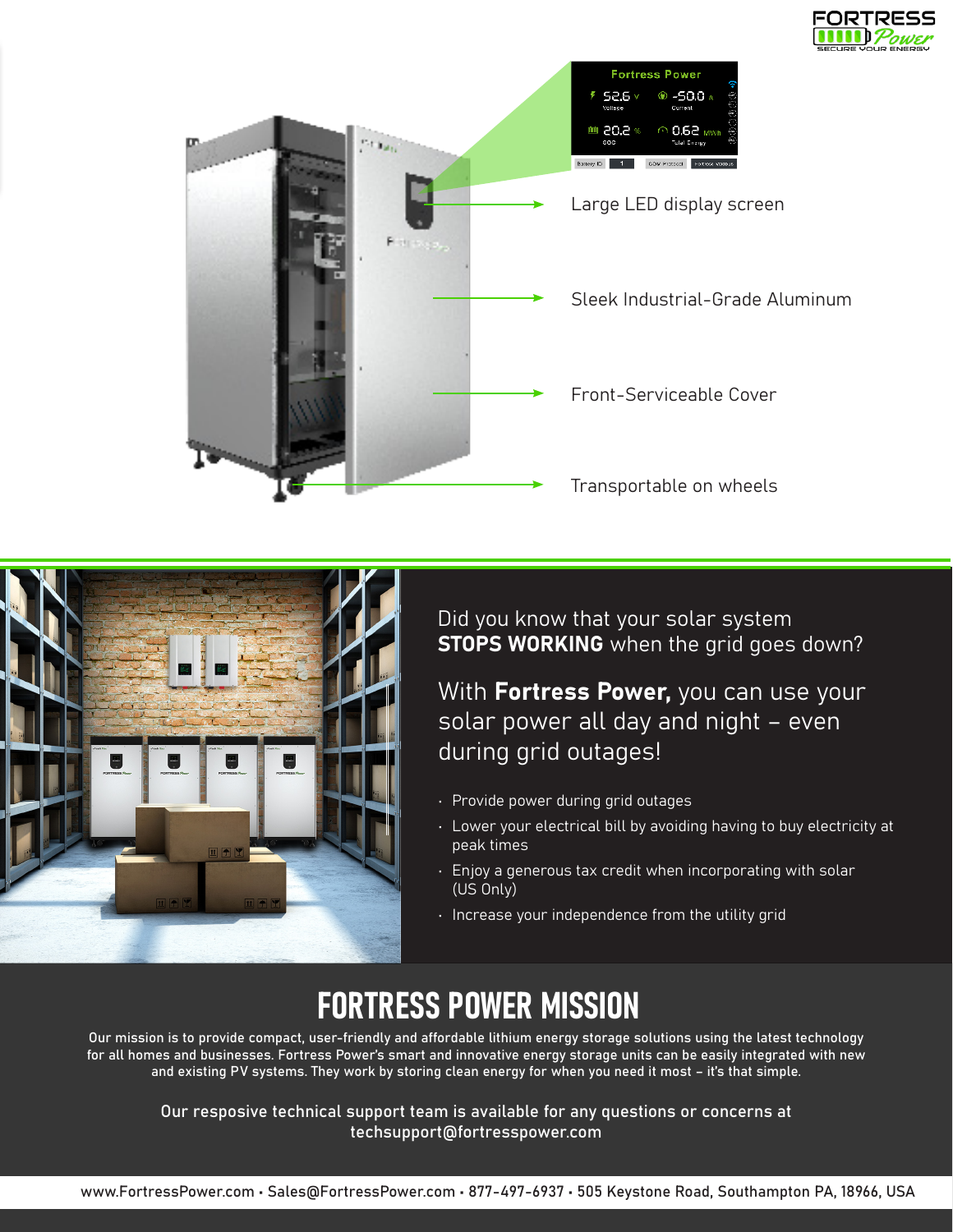Large LED display screen

Sleek Industrial-Grade Aluminum

Front-Serviceable Cover

Transportable on wheels

Did you know that your solar system **STOPS WORKING** when the grid goes down?

With **Fortress Power,** you can use your solar power all day and night – even during grid outages!

- Provide power during grid outages
- Lower your electrical bill by avoiding having to buy electricity at peak times
- Enjoy a generous tax credit when incorporating with solar (US Only)
- Increase your independence from the utility grid

# FORTRESS POWER MISSION

Our mission is to provide compact, user-friendly and affordable lithium energy storage solutions using the latest technology for all homes and businesses. Fortress Power's smart and innovative energy storage units can be easily integrated with new and existing PV systems. They work by storing clean energy for when you need it most – it's that simple.

Our resposive technical support team is available for any questions or concerns at techsupport@fortresspower.com

www.FortressPower.com • Sales@FortressPower.com • 877-497-6937 • 505 Keystone Road, Southampton PA, 18966, USA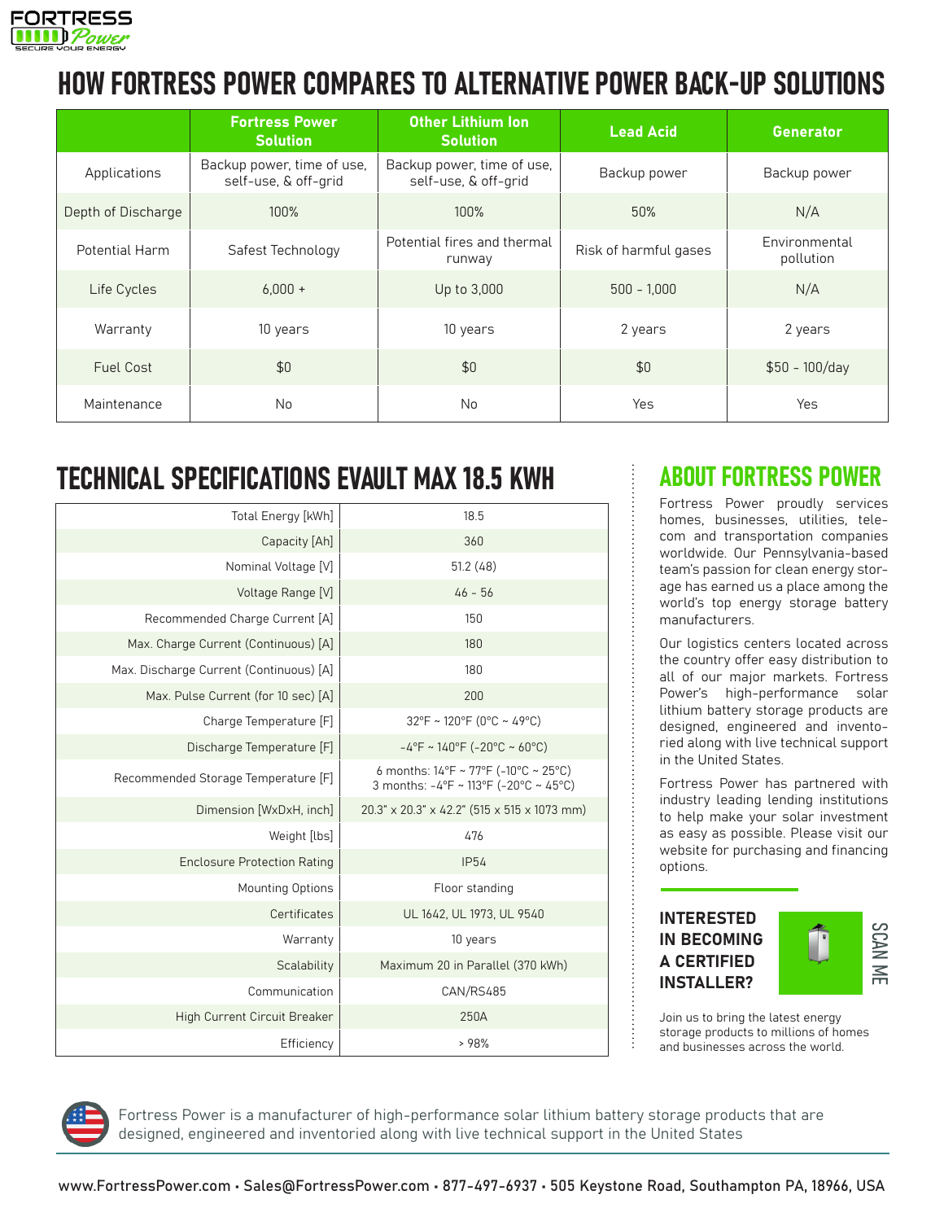# HOW FORTRESS POWER COMPARES TO ALTERNATIVE POWER BACK-UP SOLUTIONS

| | Fortress Power Solution | Other Lithium Ion Solution | Lead Acid | Generator |
|---|---|---|---|---|
| Applications | Backup power, time of use, self-use, & off-grid | Backup power, time of use, self-use, & off-grid | Backup power | Backup power |
| Depth of Discharge | 100% | 100% | 50% | N/A |
| Potential Harm | Safest Technology | Potential fires and thermal runway | Risk of harmful gases | Environmental pollution |
| Life Cycles | 6,000 + | Up to 3,000 | 500 - 1,000 | N/A |
| Warranty | 10 years | 10 years | 2 years | 2 years |
| Fuel Cost | $0 | $0 | $0 | $50 - 100/day |
| Maintenance | No | No | Yes | Yes |

## TECHNICAL SPECIFICATIONS EVAULT MAX 18.5 KWH

| | |
|---|---|
| Total Energy [kWh] | 18.5 |
| Capacity [Ah] | 360 |
| Nominal Voltage [V] | 51.2 (48) |
| Voltage Range [V] | 46 - 56 |
| Recommended Charge Current [A] | 150 |
| Max. Charge Current (Continuous) [A] | 180 |
| Max. Discharge Current (Continuous) [A] | 180 |
| Max. Pulse Current (for 10 sec) [A] | 200 |
| Charge Temperature [F] | 32°F ~ 120°F (0°C ~ 49°C) |
| Discharge Temperature [F] | -4°F ~ 140°F (-20°C ~ 60°C) |
| Recommended Storage Temperature [F] | 6 months: 14°F ~ 77°F (-10°C ~ 25°C)<br>3 months: -4°F ~ 113°F (-20°C ~ 45°C) |
| Dimension [WxDxH, inch] | 20.3" x 20.3" x 42.2" (515 x 515 x 1073 mm) |
| Weight [lbs] | 476 |
| Enclosure Protection Rating | IP54 |
| Mounting Options | Floor standing |
| Certificates | UL 1642, UL 1973, UL 9540 |
| Warranty | 10 years |
| Scalability | Maximum 20 in Parallel (370 kWh) |
| Communication | CAN/RS485 |
| High Current Circuit Breaker | 250A |
| Efficiency | > 98% |

## ABOUT FORTRESS POWER

Fortress Power proudly services homes, businesses, utilities, telecom and transportation companies worldwide. Our Pennsylvania-based team's passion for clean energy storage has earned us a place among the world's top energy storage battery manufacturers.

Our logistics centers located across the country offer easy distribution to all of our major markets. Fortress Power's high-performance solar lithium battery storage products are designed, engineered and inventoried along with live technical support in the United States.

Fortress Power has partnered with industry leading institutions to help make your solar investment as easy as possible. Please visit our website for purchasing and financing options.

**INTERESTED IN BECOMING A CERTIFIED INSTALLER?**

SCAN ME

Join us to bring the latest energy storage products to millions of homes and businesses across the world.

Fortress Power is a manufacturer of high-performance solar lithium battery storage products that are designed, engineered and inventoried along with live technical support in the United States

www.FortressPower.com • Sales@FortressPower.com • 877-497-6937 • 505 Keystone Road, Southampton PA, 18966, USA